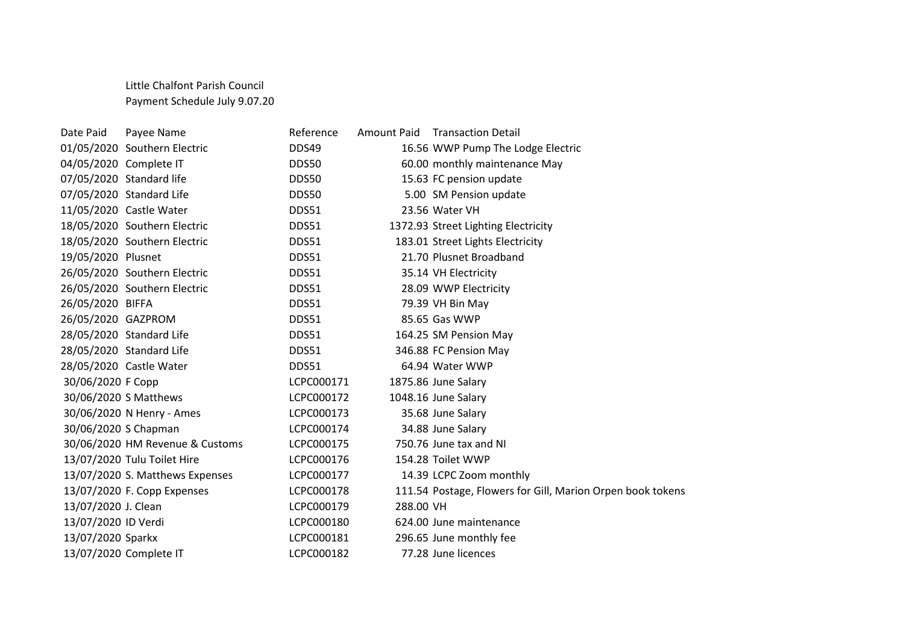Little Chalfont Parish Council
Payment Schedule July 9.07.20

| Date Paid | Payee Name | Reference | Amount Paid | Transaction Detail |
|---|---|---|---|---|
| 01/05/2020 | Southern Electric | DDS49 | 16.56 | WWP Pump The Lodge Electric |
| 04/05/2020 | Complete IT | DDS50 | 60.00 | monthly maintenance May |
| 07/05/2020 | Standard life | DDS50 | 15.63 | FC pension update |
| 07/05/2020 | Standard Life | DDS50 | 5.00 | SM Pension update |
| 11/05/2020 | Castle Water | DDS51 | 23.56 | Water VH |
| 18/05/2020 | Southern Electric | DDS51 | 1372.93 | Street Lighting Electricity |
| 18/05/2020 | Southern Electric | DDS51 | 183.01 | Street Lights Electricity |
| 19/05/2020 | Plusnet | DDS51 | 21.70 | Plusnet Broadband |
| 26/05/2020 | Southern Electric | DDS51 | 35.14 | VH Electricity |
| 26/05/2020 | Southern Electric | DDS51 | 28.09 | WWP Electricity |
| 26/05/2020 | BIFFA | DDS51 | 79.39 | VH Bin May |
| 26/05/2020 | GAZPROM | DDS51 | 85.65 | Gas WWP |
| 28/05/2020 | Standard Life | DDS51 | 164.25 | SM Pension May |
| 28/05/2020 | Standard Life | DDS51 | 346.88 | FC Pension May |
| 28/05/2020 | Castle Water | DDS51 | 64.94 | Water WWP |
| 30/06/2020 | F Copp | LCPC000171 | 1875.86 | June Salary |
| 30/06/2020 | S Matthews | LCPC000172 | 1048.16 | June Salary |
| 30/06/2020 | N Henry - Ames | LCPC000173 | 35.68 | June Salary |
| 30/06/2020 | S Chapman | LCPC000174 | 34.88 | June Salary |
| 30/06/2020 | HM Revenue & Customs | LCPC000175 | 750.76 | June tax and NI |
| 13/07/2020 | Tulu Toilet Hire | LCPC000176 | 154.28 | Toilet WWP |
| 13/07/2020 | S. Matthews Expenses | LCPC000177 | 14.39 | LCPC Zoom monthly |
| 13/07/2020 | F. Copp Expenses | LCPC000178 | 111.54 | Postage, Flowers for Gill, Marion Orpen book tokens |
| 13/07/2020 | J. Clean | LCPC000179 | 288.00 | VH |
| 13/07/2020 | ID Verdi | LCPC000180 | 624.00 | June maintenance |
| 13/07/2020 | Sparkx | LCPC000181 | 296.65 | June monthly fee |
| 13/07/2020 | Complete IT | LCPC000182 | 77.28 | June licences |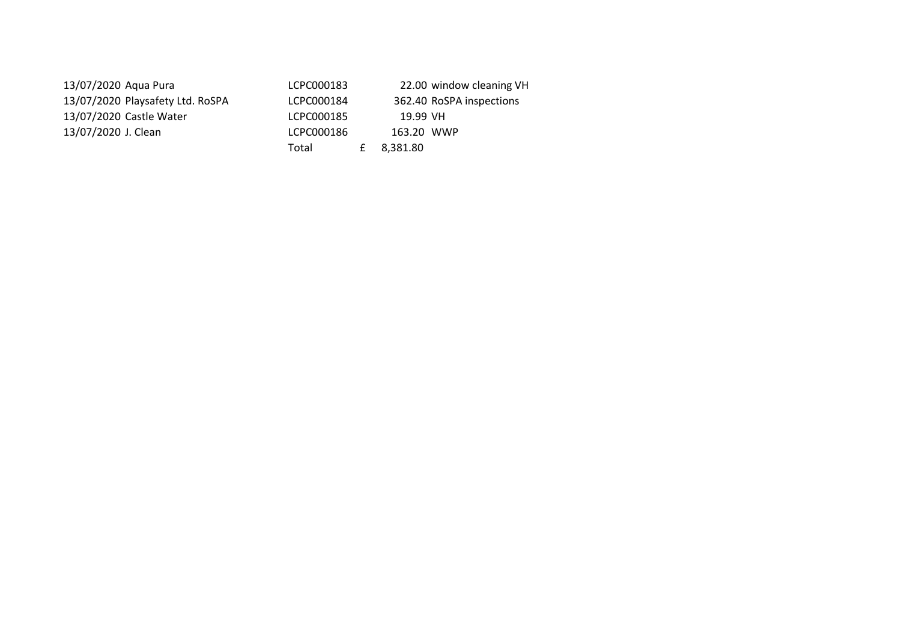| | | | | |
|---|---|---|---|---|
| 13/07/2020 | Aqua Pura | LCPC000183 | 22.00 | window cleaning VH |
| 13/07/2020 | Playsafety Ltd. RoSPA | LCPC000184 | 362.40 | RoSPA inspections |
| 13/07/2020 | Castle Water | LCPC000185 | 19.99 | VH |
| 13/07/2020 | J. Clean | LCPC000186 | 163.20 | WWP |
| | | Total | £ 8,381.80 | |